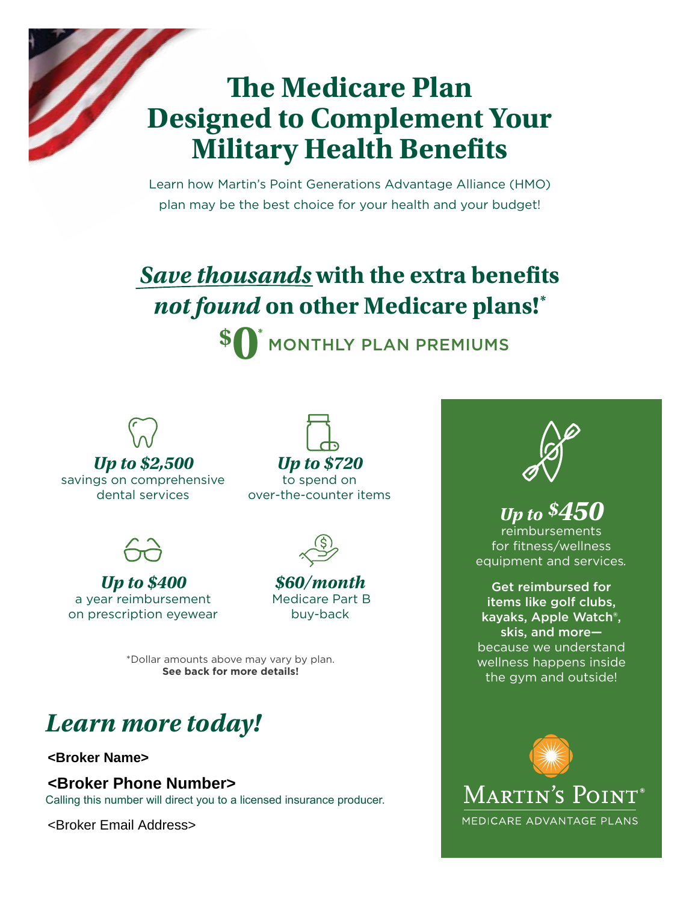# The Medicare Plan Designed to Complement Your Military Health Benefits

Learn how Martin's Point Generations Advantage Alliance (HMO) plan may be the best choice for your health and your budget!

## *Save thousands* with the extra benefits *not found* on other Medicare plans!*

**$0*** MONTHLY PLAN PREMIUMS

***Up to $2,500***
savings on comprehensive dental services

***Up to $720***
to spend on over-the-counter items

***Up to $400***
a year reimbursement on prescription eyewear

***$60/month***
Medicare Part B buy-back

*Dollar amounts above may vary by plan.
**See back for more details!**

***Up to $450***
reimbursements for fitness/wellness equipment and services.

**Get reimbursed for items like golf clubs, kayaks, Apple Watch®, skis, and more—** because we understand wellness happens inside the gym and outside!

## *Learn more today!*

**<Broker Name>**

**<Broker Phone Number>**
Calling this number will direct you to a licensed insurance producer.

<Broker Email Address>

MARTIN'S POINT®
MEDICARE ADVANTAGE PLANS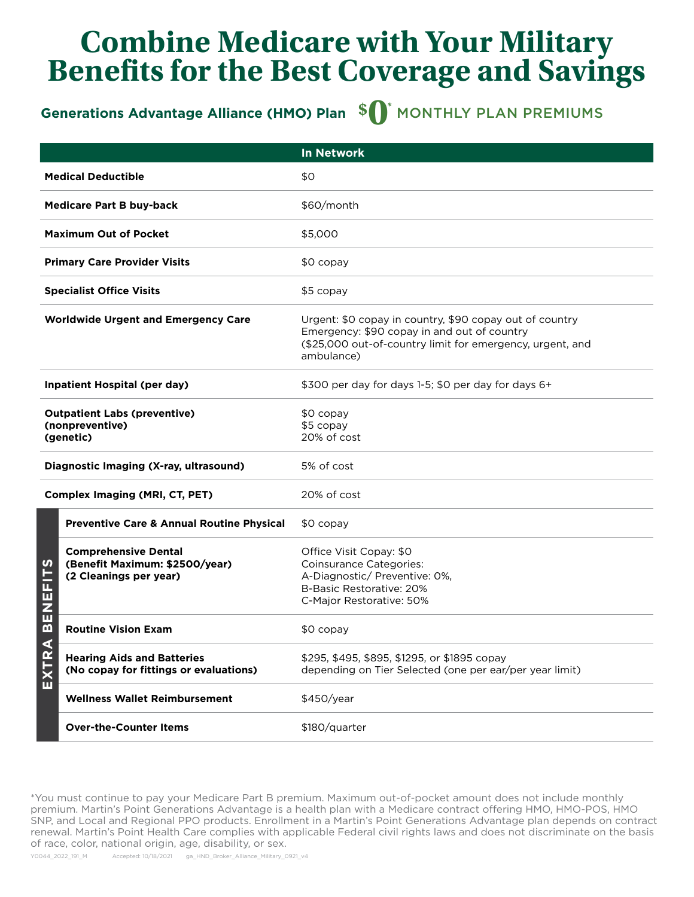# Combine Medicare with Your Military Benefits for the Best Coverage and Savings

**Generations Advantage Alliance (HMO) Plan** $0* MONTHLY PLAN PREMIUMS

| | | In Network |
|---|---|---|
| | **Medical Deductible** | $0 |
| | **Medicare Part B buy-back** | $60/month |
| | **Maximum Out of Pocket** | $5,000 |
| | **Primary Care Provider Visits** | $0 copay |
| | **Specialist Office Visits** | $5 copay |
| | **Worldwide Urgent and Emergency Care** | Urgent: $0 copay in country, $90 copay out of country<br>Emergency: $90 copay in and out of country<br>($25,000 out-of-country limit for emergency, urgent, and ambulance) |
| | **Inpatient Hospital (per day)** | $300 per day for days 1-5; $0 per day for days 6+ |
| | **Outpatient Labs (preventive)<br>(nonpreventive)<br>(genetic)** | $0 copay<br>$5 copay<br>20% of cost |
| | **Diagnostic Imaging (X-ray, ultrasound)** | 5% of cost |
| | **Complex Imaging (MRI, CT, PET)** | 20% of cost |
| EXTRA BENEFITS | **Preventive Care & Annual Routine Physical** | $0 copay |
| EXTRA BENEFITS | **Comprehensive Dental<br>(Benefit Maximum: $2500/year)<br>(2 Cleanings per year)** | Office Visit Copay: $0<br>Coinsurance Categories:<br>A-Diagnostic/ Preventive: 0%,<br>B-Basic Restorative: 20%<br>C-Major Restorative: 50% |
| EXTRA BENEFITS | **Routine Vision Exam** | $0 copay |
| EXTRA BENEFITS | **Hearing Aids and Batteries<br>(No copay for fittings or evaluations)** | $295, $495, $895, $1295, or $1895 copay depending on Tier Selected (one per ear/per year limit) |
| EXTRA BENEFITS | **Wellness Wallet Reimbursement** | $450/year |
| EXTRA BENEFITS | **Over-the-Counter Items** | $180/quarter |

*You must continue to pay your Medicare Part B premium. Maximum out-of-pocket amount does not include monthly premium. Martin's Point Generations Advantage is a health plan with a Medicare contract offering HMO, HMO-POS, HMO SNP, and Local and Regional PPO products. Enrollment in a Martin's Point Generations Advantage plan depends on contract renewal. Martin's Point Health Care complies with applicable Federal civil rights laws and does not discriminate on the basis of race, color, national origin, age, disability, or sex.

Y0044_2022_191_M Accepted: 10/18/2021 ga_HND_Broker_Alliance_Military_0921_v4